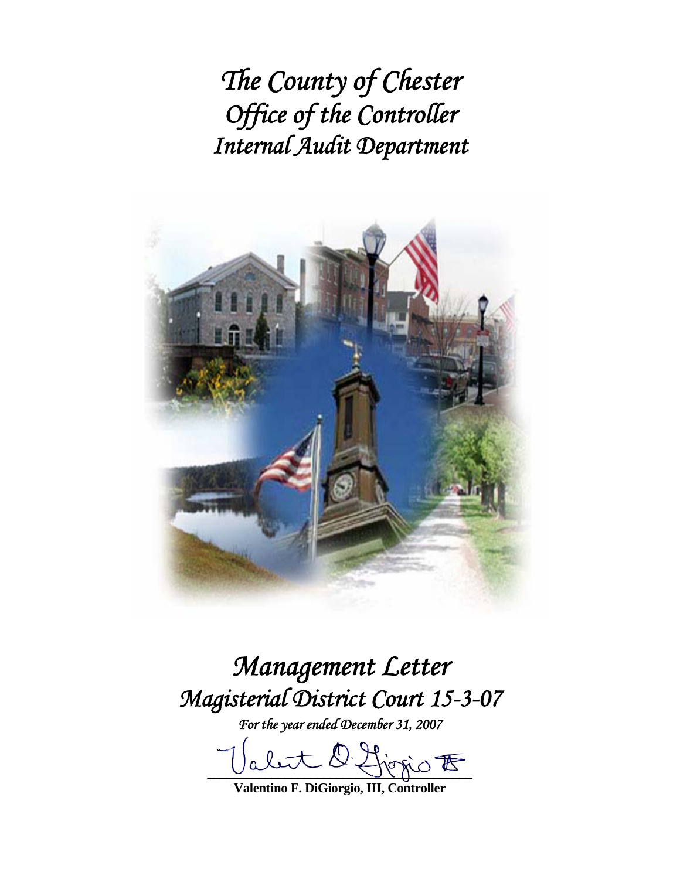# *The County of Chester*
# *Office of the Controller*
# *Internal Audit Department*

# *Management Letter*
## *Magisterial District Court 15-3-07*

*For the year ended December 31, 2007*

**Valentino F. DiGiorgio, III, Controller**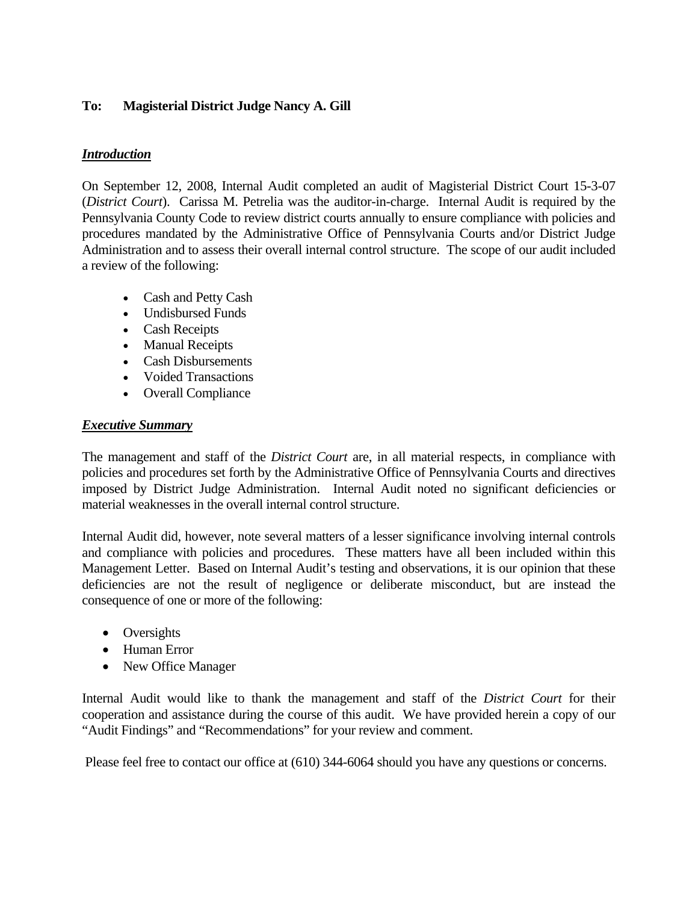**To: Magisterial District Judge Nancy A. Gill**

***Introduction***

On September 12, 2008, Internal Audit completed an audit of Magisterial District Court 15-3-07 (*District Court*). Carissa M. Petrelia was the auditor-in-charge. Internal Audit is required by the Pennsylvania County Code to review district courts annually to ensure compliance with policies and procedures mandated by the Administrative Office of Pennsylvania Courts and/or District Judge Administration and to assess their overall internal control structure. The scope of our audit included a review of the following:

- Cash and Petty Cash
- Undisbursed Funds
- Cash Receipts
- Manual Receipts
- Cash Disbursements
- Voided Transactions
- Overall Compliance

***Executive Summary***

The management and staff of the *District Court* are, in all material respects, in compliance with policies and procedures set forth by the Administrative Office of Pennsylvania Courts and directives imposed by District Judge Administration. Internal Audit noted no significant deficiencies or material weaknesses in the overall internal control structure.

Internal Audit did, however, note several matters of a lesser significance involving internal controls and compliance with policies and procedures. These matters have all been included within this Management Letter. Based on Internal Audit's testing and observations, it is our opinion that these deficiencies are not the result of negligence or deliberate misconduct, but are instead the consequence of one or more of the following:

- Oversights
- Human Error
- New Office Manager

Internal Audit would like to thank the management and staff of the *District Court* for their cooperation and assistance during the course of this audit. We have provided herein a copy of our "Audit Findings" and "Recommendations" for your review and comment.

Please feel free to contact our office at (610) 344-6064 should you have any questions or concerns.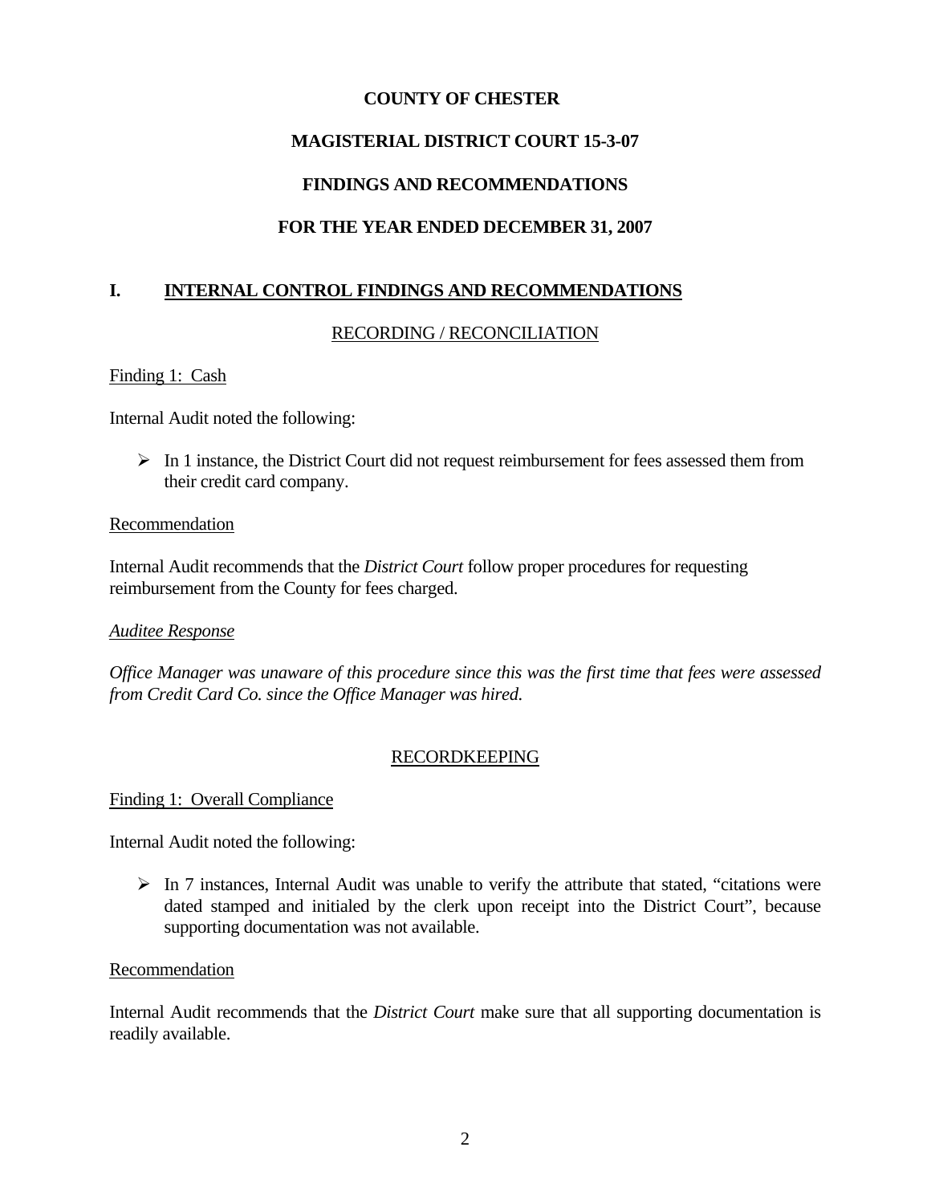**COUNTY OF CHESTER**

**MAGISTERIAL DISTRICT COURT 15-3-07**

**FINDINGS AND RECOMMENDATIONS**

**FOR THE YEAR ENDED DECEMBER 31, 2007**

## I. INTERNAL CONTROL FINDINGS AND RECOMMENDATIONS

### RECORDING / RECONCILIATION

Finding 1: Cash

Internal Audit noted the following:

- In 1 instance, the District Court did not request reimbursement for fees assessed them from their credit card company.

Recommendation

Internal Audit recommends that the *District Court* follow proper procedures for requesting reimbursement from the County for fees charged.

*Auditee Response*

*Office Manager was unaware of this procedure since this was the first time that fees were assessed from Credit Card Co. since the Office Manager was hired.*

### RECORDKEEPING

Finding 1: Overall Compliance

Internal Audit noted the following:

- In 7 instances, Internal Audit was unable to verify the attribute that stated, "citations were dated stamped and initialed by the clerk upon receipt into the District Court", because supporting documentation was not available.

Recommendation

Internal Audit recommends that the *District Court* make sure that all supporting documentation is readily available.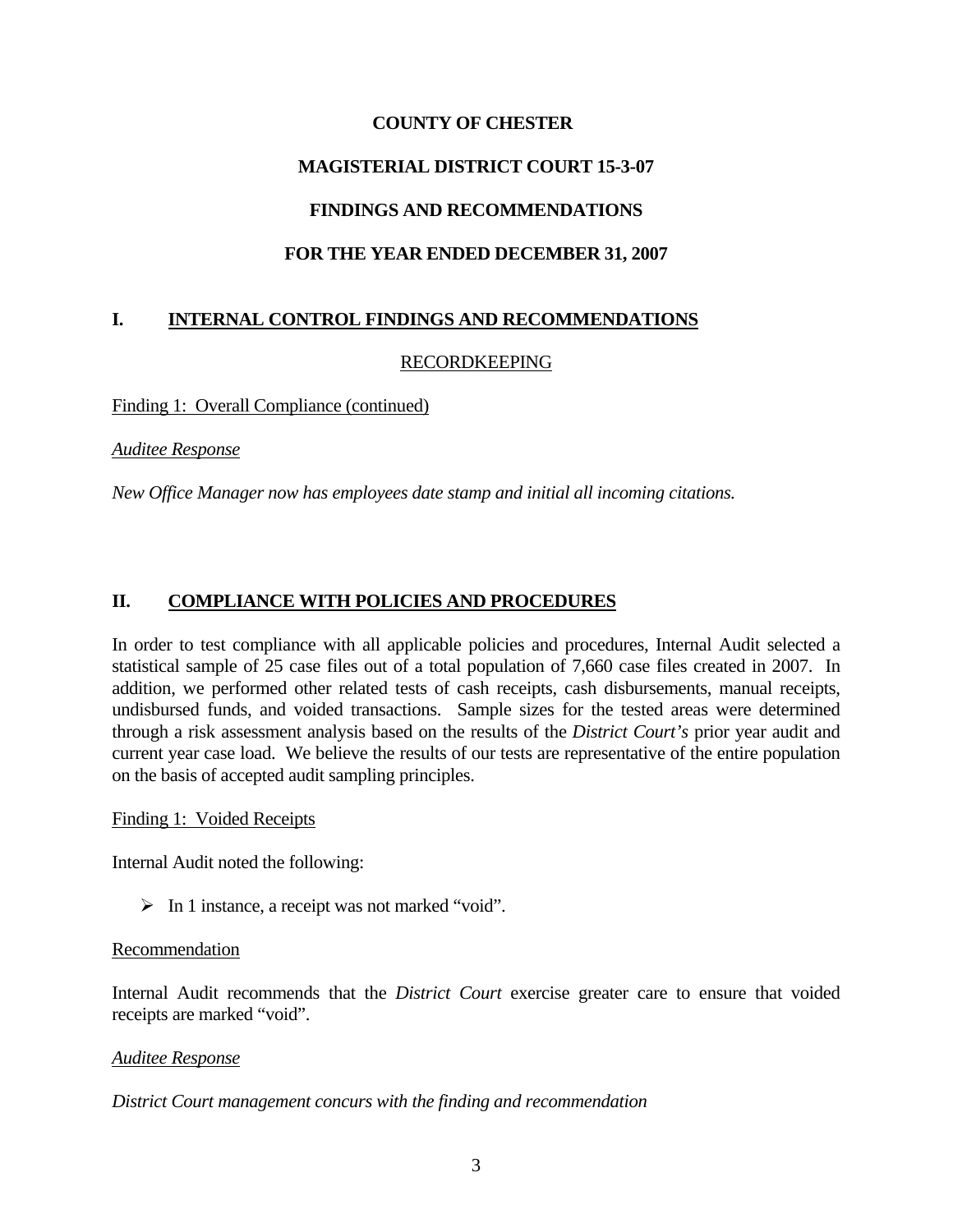**COUNTY OF CHESTER**

**MAGISTERIAL DISTRICT COURT 15-3-07**

**FINDINGS AND RECOMMENDATIONS**

**FOR THE YEAR ENDED DECEMBER 31, 2007**

## I. INTERNAL CONTROL FINDINGS AND RECOMMENDATIONS

RECORDKEEPING

Finding 1: Overall Compliance (continued)

*Auditee Response*

*New Office Manager now has employees date stamp and initial all incoming citations.*

## II. COMPLIANCE WITH POLICIES AND PROCEDURES

In order to test compliance with all applicable policies and procedures, Internal Audit selected a statistical sample of 25 case files out of a total population of 7,660 case files created in 2007. In addition, we performed other related tests of cash receipts, cash disbursements, manual receipts, undisbursed funds, and voided transactions. Sample sizes for the tested areas were determined through a risk assessment analysis based on the results of the *District Court's* prior year audit and current year case load. We believe the results of our tests are representative of the entire population on the basis of accepted audit sampling principles.

Finding 1: Voided Receipts

Internal Audit noted the following:

- In 1 instance, a receipt was not marked "void".

Recommendation

Internal Audit recommends that the *District Court* exercise greater care to ensure that voided receipts are marked "void".

*Auditee Response*

*District Court management concurs with the finding and recommendation*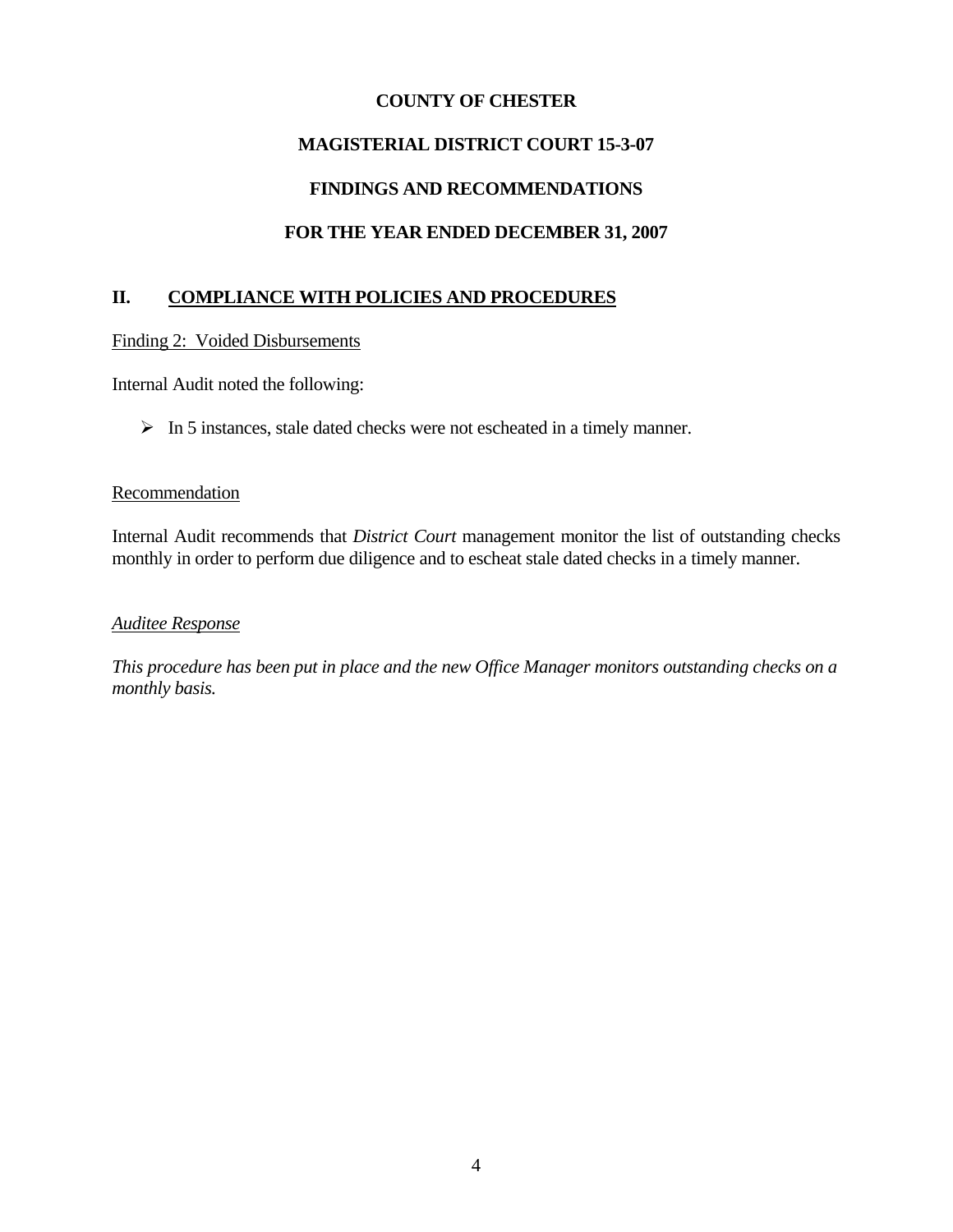**COUNTY OF CHESTER**

**MAGISTERIAL DISTRICT COURT 15-3-07**

**FINDINGS AND RECOMMENDATIONS**

**FOR THE YEAR ENDED DECEMBER 31, 2007**

## II. COMPLIANCE WITH POLICIES AND PROCEDURES

Finding 2: Voided Disbursements

Internal Audit noted the following:

- In 5 instances, stale dated checks were not escheated in a timely manner.

Recommendation

Internal Audit recommends that *District Court* management monitor the list of outstanding checks monthly in order to perform due diligence and to escheat stale dated checks in a timely manner.

*Auditee Response*

*This procedure has been put in place and the new Office Manager monitors outstanding checks on a monthly basis.*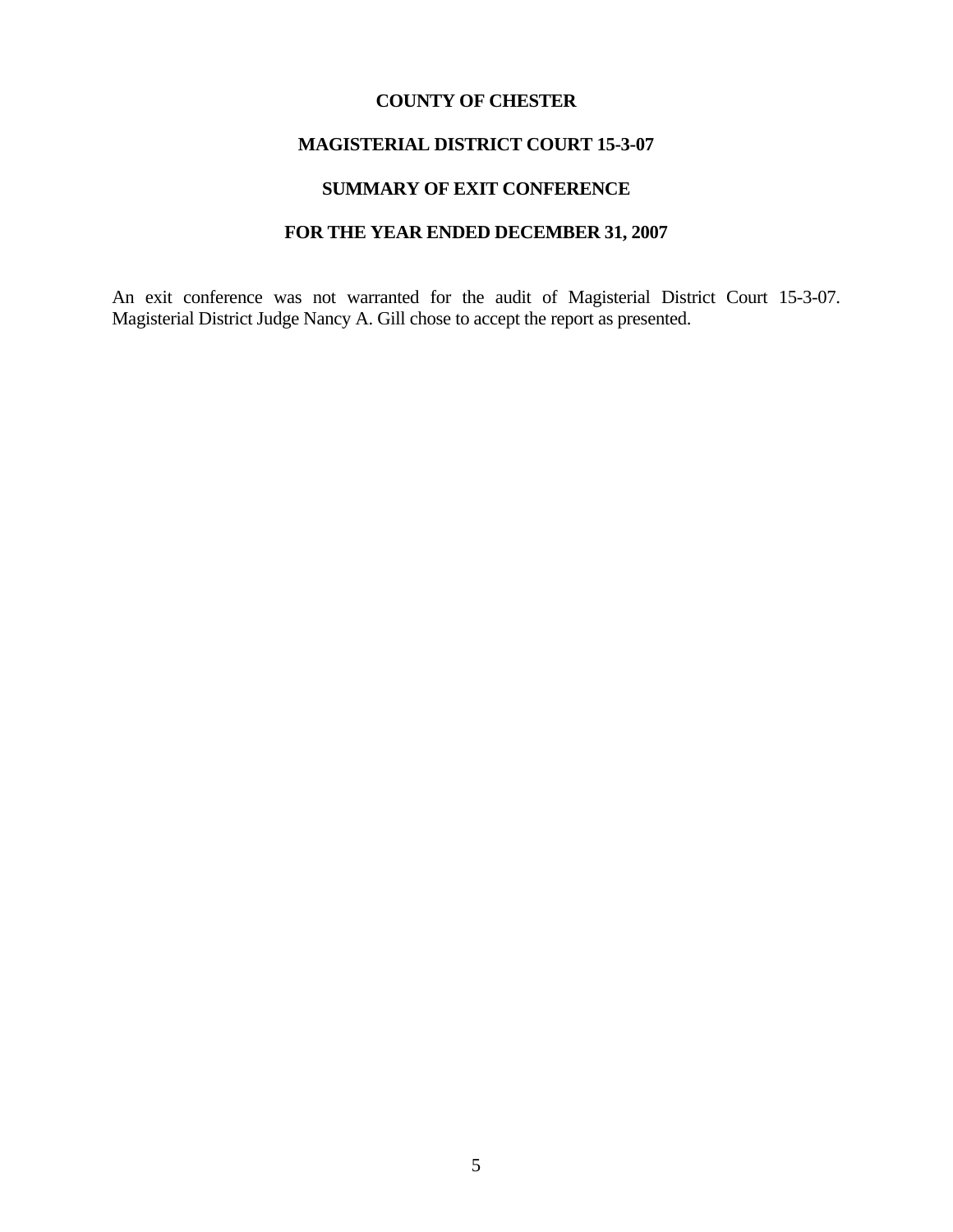# COUNTY OF CHESTER

## MAGISTERIAL DISTRICT COURT 15-3-07

## SUMMARY OF EXIT CONFERENCE

## FOR THE YEAR ENDED DECEMBER 31, 2007

An exit conference was not warranted for the audit of Magisterial District Court 15-3-07. Magisterial District Judge Nancy A. Gill chose to accept the report as presented.